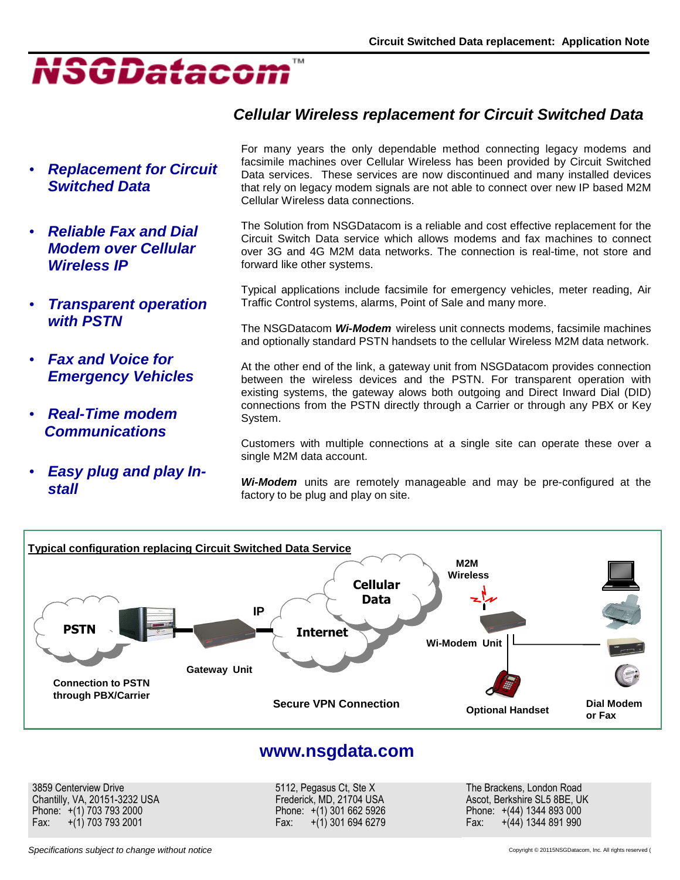# NSGDatacom™

## Cellular Wireless replacement for Circuit Switched Data

- ***Replacement for Circuit Switched Data***
- ***Reliable Fax and Dial Modem over Cellular Wireless IP***
- ***Transparent operation with PSTN***
- ***Fax and Voice for Emergency Vehicles***
- ***Real-Time modem Communications***
- ***Easy plug and play In-stall***

For many years the only dependable method connecting legacy modems and facsimile machines over Cellular Wireless has been provided by Circuit Switched Data services. These services are now discontinued and many installed devices that rely on legacy modem signals are not able to connect over new IP based M2M Cellular Wireless data connections.

The Solution from NSGDatacom is a reliable and cost effective replacement for the Circuit Switch Data service which allows modems and fax machines to connect over 3G and 4G M2M data networks. The connection is real-time, not store and forward like other systems.

Typical applications include facsimile for emergency vehicles, meter reading, Air Traffic Control systems, alarms, Point of Sale and many more.

The NSGDatacom ***Wi-Modem*** wireless unit connects modems, facsimile machines and optionally standard PSTN handsets to the cellular Wireless M2M data network.

At the other end of the link, a gateway unit from NSGDatacom provides connection between the wireless devices and the PSTN. For transparent operation with existing systems, the gateway alows both outgoing and Direct Inward Dial (DID) connections from the PSTN directly through a Carrier or through any PBX or Key System.

Customers with multiple connections at a single site can operate these over a single M2M data account.

***Wi-Modem*** units are remotely manageable and may be pre-configured at the factory to be plug and play on site.

**Typical configuration replacing Circuit Switched Data Service**

PSTN — IP — Internet — Cellular Data — M2M Wireless — Wi-Modem Unit

Connection to PSTN through PBX/Carrier

Gateway Unit

Secure VPN Connection

Optional Handset

Dial Modem or Fax

## www.nsgdata.com

3859 Centerview Drive
Chantilly, VA, 20151-3232 USA
Phone: +(1) 703 793 2000
Fax: +(1) 703 793 2001

5112, Pegasus Ct, Ste X
Frederick, MD, 21704 USA
Phone: +(1) 301 662 5926
Fax: +(1) 301 694 6279

The Brackens, London Road
Ascot, Berkshire SL5 8BE, UK
Phone: +(44) 1344 893 000
Fax: +(44) 1344 891 990

*Specifications subject to change without notice*

Copyright © 20115NSGDatacom, Inc. All rights reserved (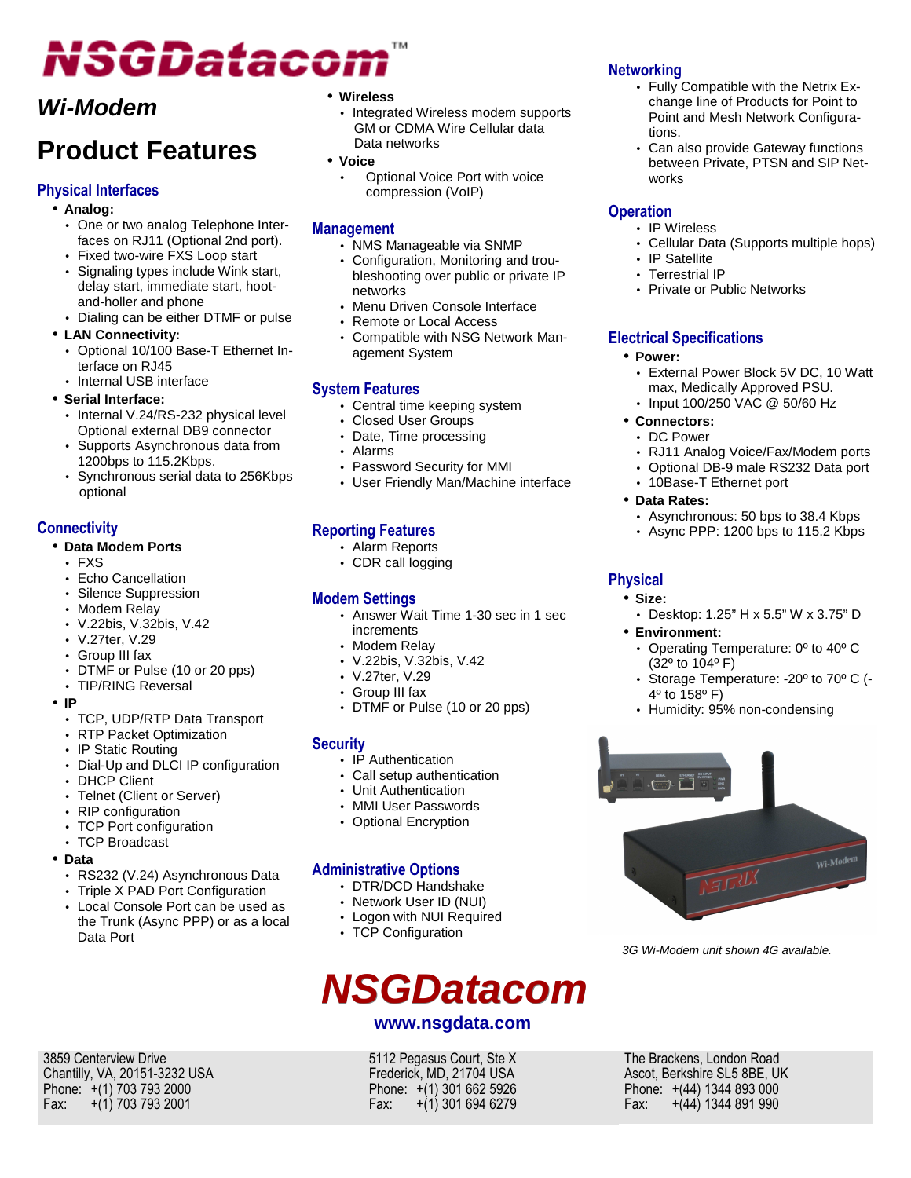# NSGDatacom™

## Wi-Modem

# Product Features

### Physical Interfaces

- **Analog:**
  - One or two analog Telephone Interfaces on RJ11 (Optional 2nd port).
  - Fixed two-wire FXS Loop start
  - Signaling types include Wink start, delay start, immediate start, hoot-and-holler and phone
  - Dialing can be either DTMF or pulse
- **LAN Connectivity:**
  - Optional 10/100 Base-T Ethernet Interface on RJ45
  - Internal USB interface
- **Serial Interface:**
  - Internal V.24/RS-232 physical level Optional external DB9 connector
  - Supports Asynchronous data from 1200bps to 115.2Kbps.
  - Synchronous serial data to 256Kbps optional

### Connectivity

- **Data Modem Ports**
  - FXS
  - Echo Cancellation
  - Silence Suppression
  - Modem Relay
  - V.22bis, V.32bis, V.42
  - V.27ter, V.29
  - Group III fax
  - DTMF or Pulse (10 or 20 pps)
  - TIP/RING Reversal
- **IP**
  - TCP, UDP/RTP Data Transport
  - RTP Packet Optimization
  - IP Static Routing
  - Dial-Up and DLCI IP configuration
  - DHCP Client
  - Telnet (Client or Server)
  - RIP configuration
  - TCP Port configuration
  - TCP Broadcast
- **Data**
  - RS232 (V.24) Asynchronous Data
  - Triple X PAD Port Configuration
  - Local Console Port can be used as the Trunk (Async PPP) or as a local Data Port
- **Wireless**
  - Integrated Wireless modem supports GM or CDMA Wire Cellular data Data networks
- **Voice**
  - Optional Voice Port with voice compression (VoIP)

### Management

- NMS Manageable via SNMP
- Configuration, Monitoring and troubleshooting over public or private IP networks
- Menu Driven Console Interface
- Remote or Local Access
- Compatible with NSG Network Management System

### System Features

- Central time keeping system
- Closed User Groups
- Date, Time processing
- Alarms
- Password Security for MMI
- User Friendly Man/Machine interface

### Reporting Features

- Alarm Reports
- CDR call logging

### Modem Settings

- Answer Wait Time 1-30 sec in 1 sec increments
- Modem Relay
- V.22bis, V.32bis, V.42
- V.27ter, V.29
- Group III fax
- DTMF or Pulse (10 or 20 pps)

### Security

- IP Authentication
- Call setup authentication
- Unit Authentication
- MMI User Passwords
- Optional Encryption

### Administrative Options

- DTR/DCD Handshake
- Network User ID (NUI)
- Logon with NUI Required
- TCP Configuration

### Networking

- Fully Compatible with the Netrix Exchange line of Products for Point to Point and Mesh Network Configurations.
- Can also provide Gateway functions between Private, PTSN and SIP Networks

### Operation

- IP Wireless
- Cellular Data (Supports multiple hops)
- IP Satellite
- Terrestrial IP
- Private or Public Networks

### Electrical Specifications

- **Power:**
  - External Power Block 5V DC, 10 Watt max, Medically Approved PSU.
  - Input 100/250 VAC @ 50/60 Hz
- **Connectors:**
  - DC Power
  - RJ11 Analog Voice/Fax/Modem ports
  - Optional DB-9 male RS232 Data port
  - 10Base-T Ethernet port
- **Data Rates:**
  - Asynchronous: 50 bps to 38.4 Kbps
  - Async PPP: 1200 bps to 115.2 Kbps

### Physical

- **Size:**
  - Desktop: 1.25" H x 5.5" W x 3.75" D
- **Environment:**
  - Operating Temperature: 0º to 40º C (32º to 104º F)
  - Storage Temperature: -20º to 70º C (-4º to 158º F)
  - Humidity: 95% non-condensing

*3G Wi-Modem unit shown 4G available.*

**NSGDatacom**

**www.nsgdata.com**

3859 Centerview Drive
Chantilly, VA, 20151-3232 USA
Phone: +(1) 703 793 2000
Fax: +(1) 703 793 2001

5112 Pegasus Court, Ste X
Frederick, MD, 21704 USA
Phone: +(1) 301 662 5926
Fax: +(1) 301 694 6279

The Brackens, London Road
Ascot, Berkshire SL5 8BE, UK
Phone: +(44) 1344 893 000
Fax: +(44) 1344 891 990